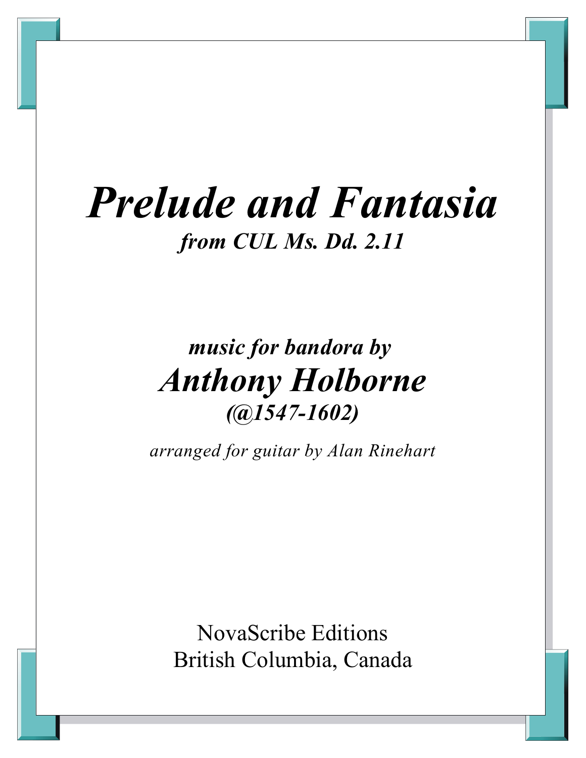# *Prelude and Fantasia*

***from CUL Ms. Dd. 2.11***

***music for bandora by***

## ***Anthony Holborne***

***(@1547-1602)***

*arranged for guitar by Alan Rinehart*

NovaScribe Editions
British Columbia, Canada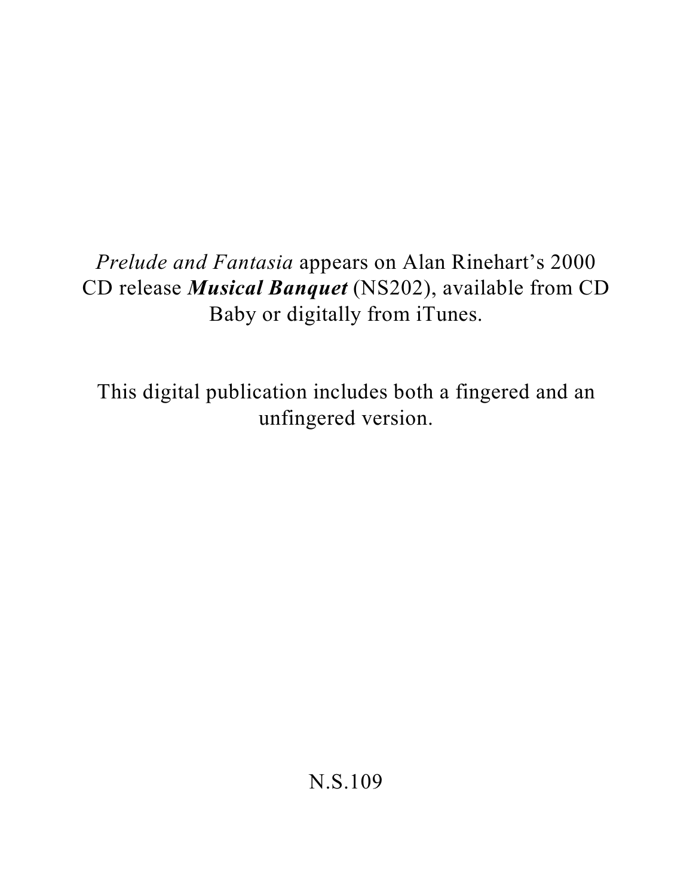*Prelude and Fantasia* appears on Alan Rinehart's 2000 CD release ***Musical Banquet*** (NS202), available from CD Baby or digitally from iTunes.

This digital publication includes both a fingered and an unfingered version.

N.S.109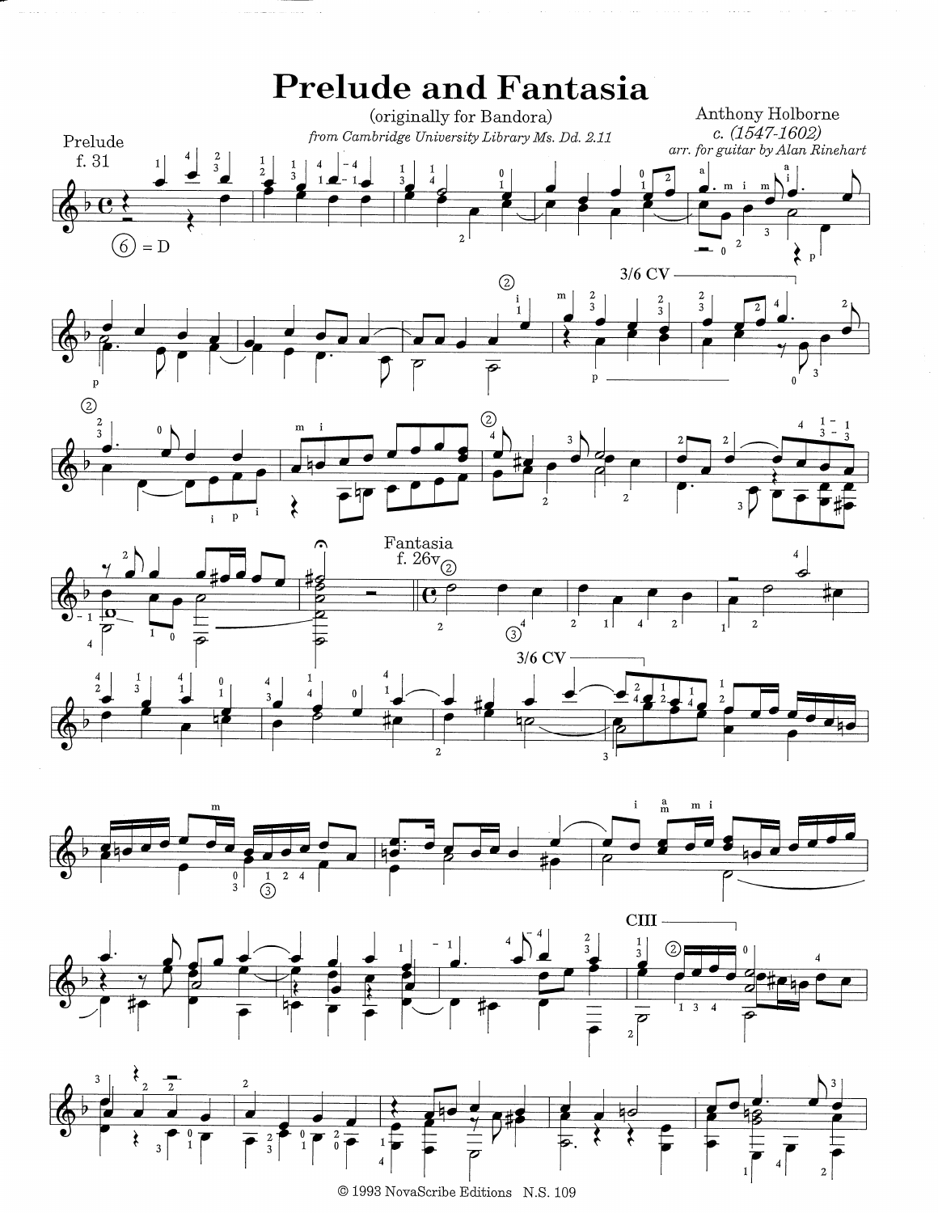# Prelude and Fantasia

(originally for Bandora)

*from Cambridge University Library Ms. Dd. 2.11*

Anthony Holborne
*c. (1547-1602)*
*arr. for guitar by Alan Rinehart*

Prelude
f. 31

Fantasia
f. 26v

© 1993 NovaScribe Editions N.S. 109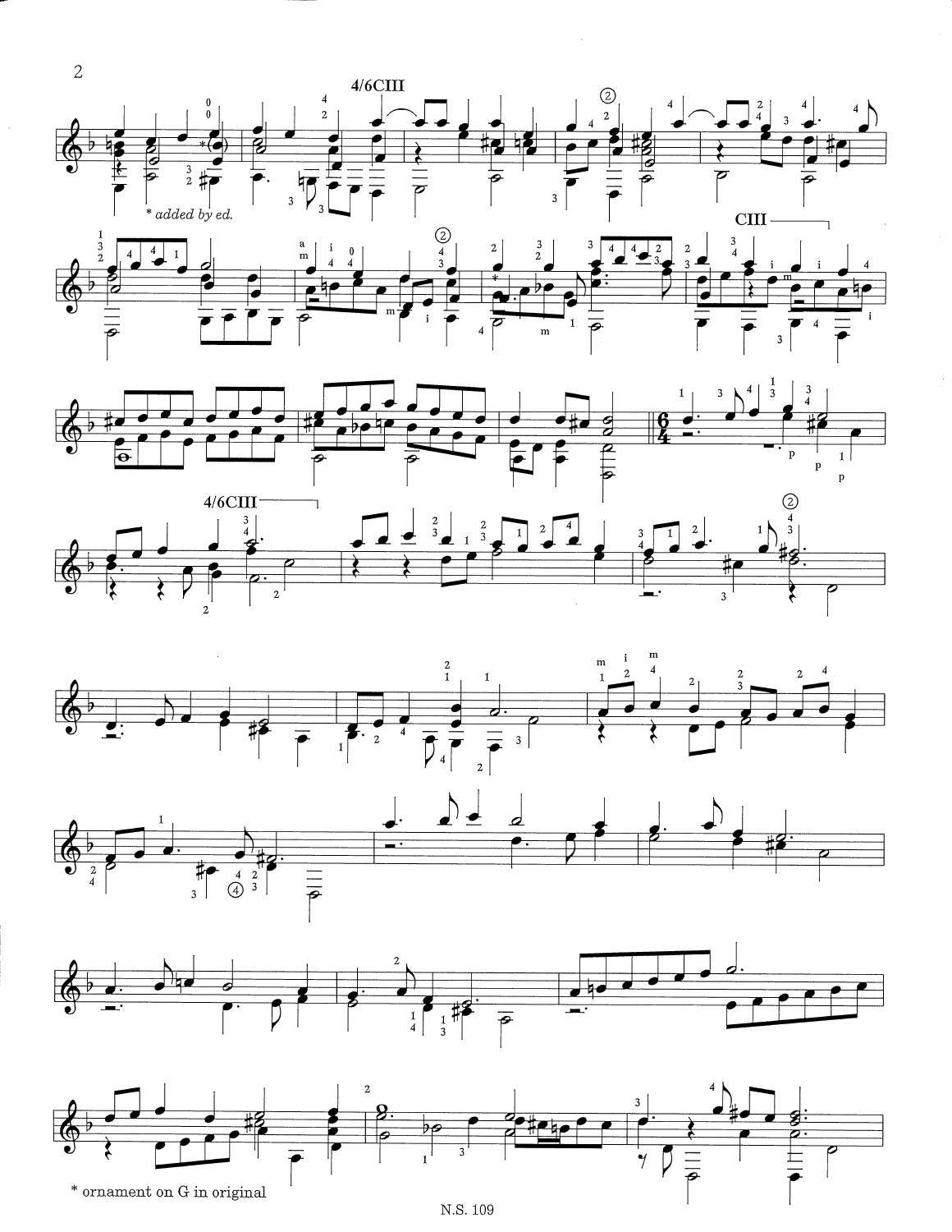\* added by ed.

\* ornament on G in original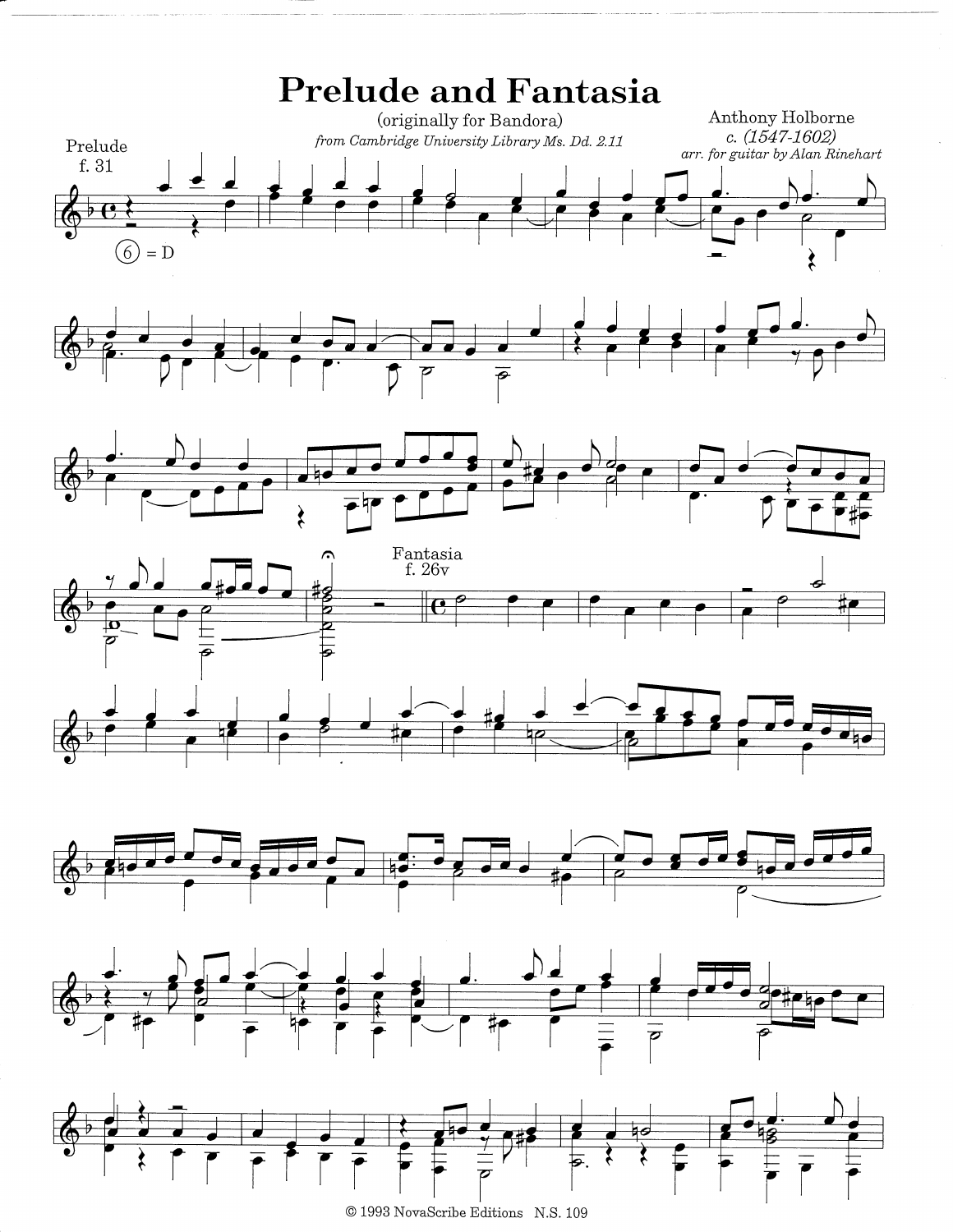# Prelude and Fantasia

(originally for Bandora)

*from Cambridge University Library Ms. Dd. 2.11*

Anthony Holborne
*c. (1547-1602)*
*arr. for guitar by Alan Rinehart*

Prelude
f. 31

⑥ = D

Fantasia
f. 26v

© 1993 NovaScribe Editions N.S. 109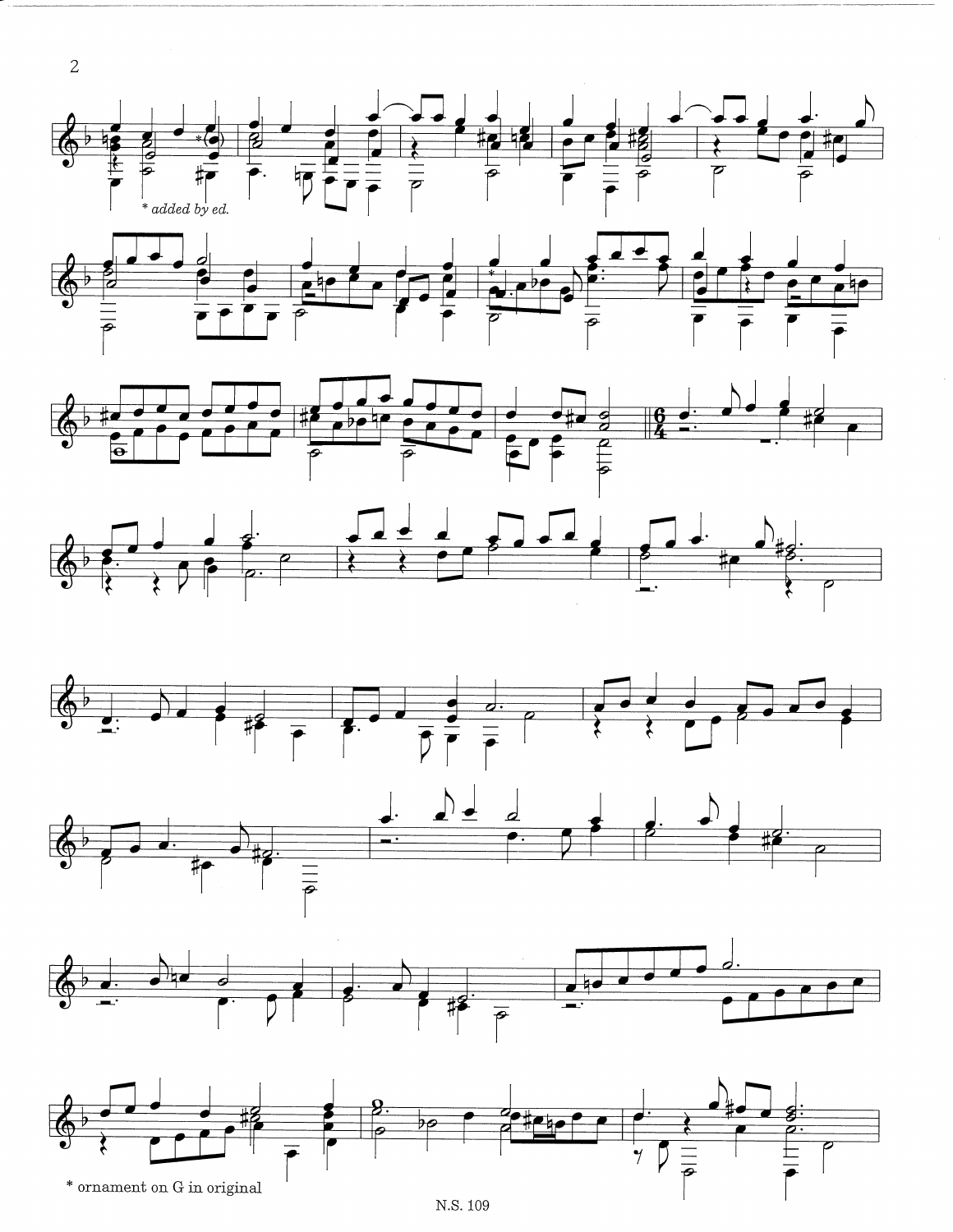\* added by ed.

\* ornament on G in original